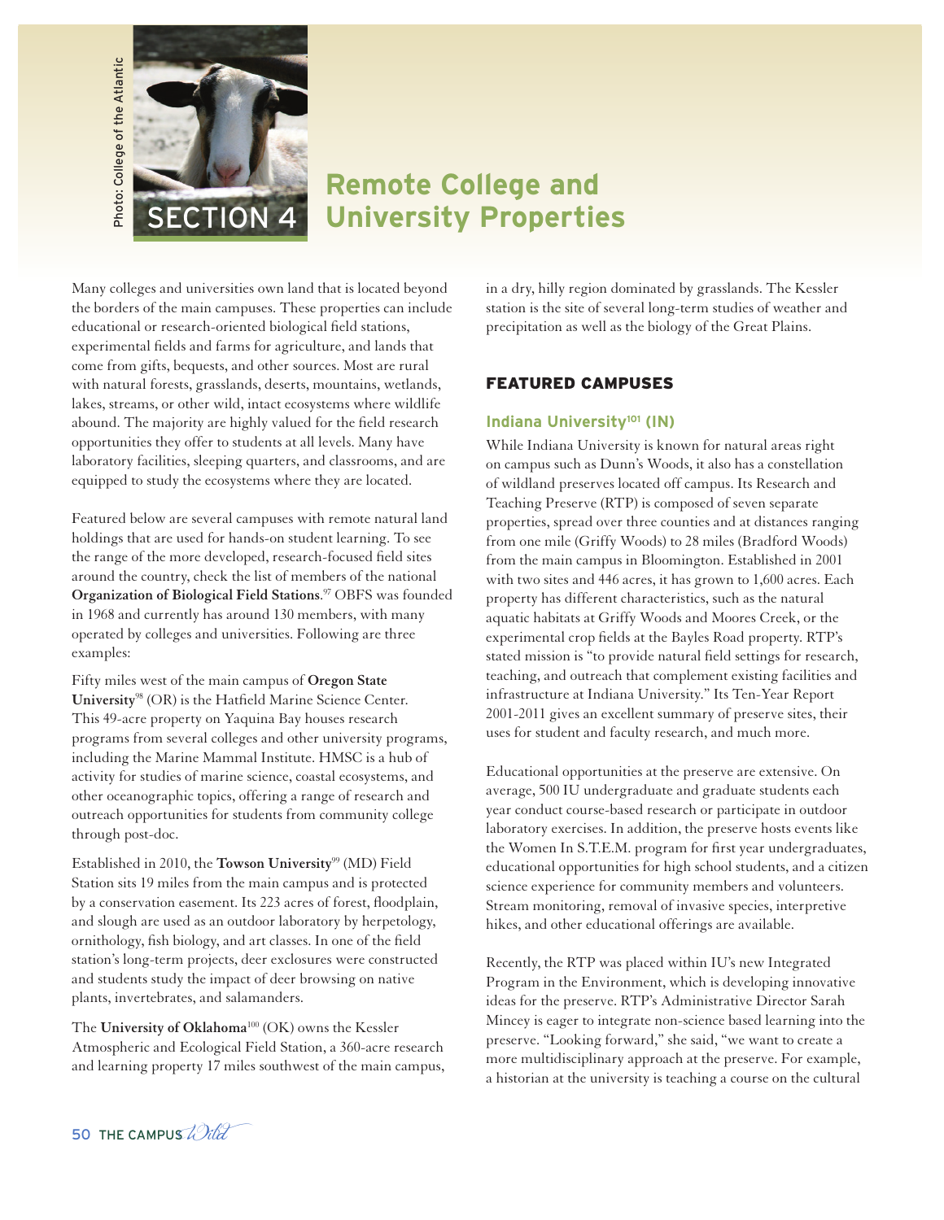Photo: College of the Atlantic

# SECTION 4 Remote College and University Properties

Many colleges and universities own land that is located beyond the borders of the main campuses. These properties can include educational or research-oriented biological field stations, experimental fields and farms for agriculture, and lands that come from gifts, bequests, and other sources. Most are rural with natural forests, grasslands, deserts, mountains, wetlands, lakes, streams, or other wild, intact ecosystems where wildlife abound. The majority are highly valued for the field research opportunities they offer to students at all levels. Many have laboratory facilities, sleeping quarters, and classrooms, and are equipped to study the ecosystems where they are located.

Featured below are several campuses with remote natural land holdings that are used for hands-on student learning. To see the range of the more developed, research-focused field sites around the country, check the list of members of the national **Organization of Biological Field Stations**.[97] OBFS was founded in 1968 and currently has around 130 members, with many operated by colleges and universities. Following are three examples:

Fifty miles west of the main campus of **Oregon State University**[98] (OR) is the Hatfield Marine Science Center. This 49-acre property on Yaquina Bay houses research programs from several colleges and other university programs, including the Marine Mammal Institute. HMSC is a hub of activity for studies of marine science, coastal ecosystems, and other oceanographic topics, offering a range of research and outreach opportunities for students from community college through post-doc.

Established in 2010, the **Towson University**[99] (MD) Field Station sits 19 miles from the main campus and is protected by a conservation easement. Its 223 acres of forest, floodplain, and slough are used as an outdoor laboratory by herpetology, ornithology, fish biology, and art classes. In one of the field station's long-term projects, deer exclosures were constructed and students study the impact of deer browsing on native plants, invertebrates, and salamanders.

The **University of Oklahoma**[100] (OK) owns the Kessler Atmospheric and Ecological Field Station, a 360-acre research and learning property 17 miles southwest of the main campus, in a dry, hilly region dominated by grasslands. The Kessler station is the site of several long-term studies of weather and precipitation as well as the biology of the Great Plains.

## FEATURED CAMPUSES

### Indiana University[101] (IN)

While Indiana University is known for natural areas right on campus such as Dunn's Woods, it also has a constellation of wildland preserves located off campus. Its Research and Teaching Preserve (RTP) is composed of seven separate properties, spread over three counties and at distances ranging from one mile (Griffy Woods) to 28 miles (Bradford Woods) from the main campus in Bloomington. Established in 2001 with two sites and 446 acres, it has grown to 1,600 acres. Each property has different characteristics, such as the natural aquatic habitats at Griffy Woods and Moores Creek, or the experimental crop fields at the Bayles Road property. RTP's stated mission is "to provide natural field settings for research, teaching, and outreach that complement existing facilities and infrastructure at Indiana University." Its Ten-Year Report 2001-2011 gives an excellent summary of preserve sites, their uses for student and faculty research, and much more.

Educational opportunities at the preserve are extensive. On average, 500 IU undergraduate and graduate students each year conduct course-based research or participate in outdoor laboratory exercises. In addition, the preserve hosts events like the Women In S.T.E.M. program for first year undergraduates, educational opportunities for high school students, and a citizen science experience for community members and volunteers. Stream monitoring, removal of invasive species, interpretive hikes, and other educational offerings are available.

Recently, the RTP was placed within IU's new Integrated Program in the Environment, which is developing innovative ideas for the preserve. RTP's Administrative Director Sarah Mincey is eager to integrate non-science based learning into the preserve. "Looking forward," she said, "we want to create a more multidisciplinary approach at the preserve. For example, a historian at the university is teaching a course on the cultural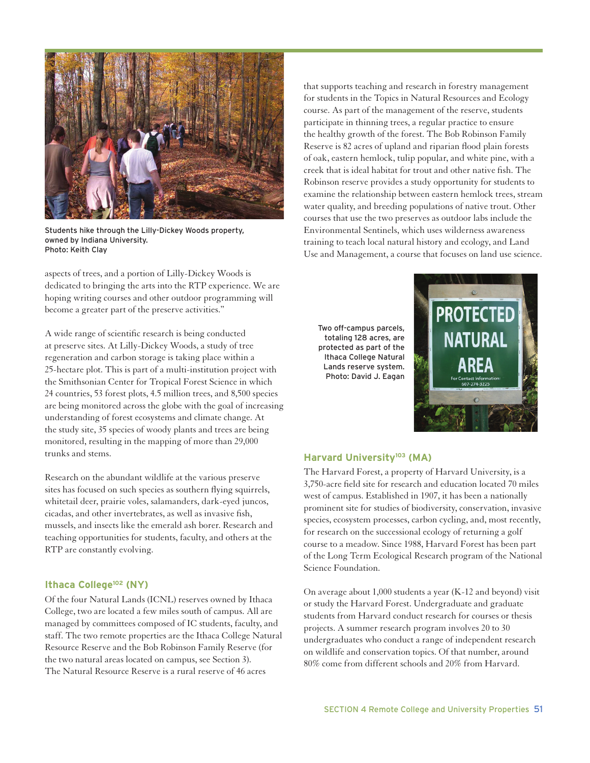Students hike through the Lilly-Dickey Woods property, owned by Indiana University.
Photo: Keith Clay

aspects of trees, and a portion of Lilly-Dickey Woods is dedicated to bringing the arts into the RTP experience. We are hoping writing courses and other outdoor programming will become a greater part of the preserve activities."

A wide range of scientific research is being conducted at preserve sites. At Lilly-Dickey Woods, a study of tree regeneration and carbon storage is taking place within a 25-hectare plot. This is part of a multi-institution project with the Smithsonian Center for Tropical Forest Science in which 24 countries, 53 forest plots, 4.5 million trees, and 8,500 species are being monitored across the globe with the goal of increasing understanding of forest ecosystems and climate change. At the study site, 35 species of woody plants and trees are being monitored, resulting in the mapping of more than 29,000 trunks and stems.

Research on the abundant wildlife at the various preserve sites has focused on such species as southern flying squirrels, whitetail deer, prairie voles, salamanders, dark-eyed juncos, cicadas, and other invertebrates, as well as invasive fish, mussels, and insects like the emerald ash borer. Research and teaching opportunities for students, faculty, and others at the RTP are constantly evolving.

### Ithaca College[102] (NY)

Of the four Natural Lands (ICNL) reserves owned by Ithaca College, two are located a few miles south of campus. All are managed by committees composed of IC students, faculty, and staff. The two remote properties are the Ithaca College Natural Resource Reserve and the Bob Robinson Family Reserve (for the two natural areas located on campus, see Section 3). The Natural Resource Reserve is a rural reserve of 46 acres that supports teaching and research in forestry management for students in the Topics in Natural Resources and Ecology course. As part of the management of the reserve, students participate in thinning trees, a regular practice to ensure the healthy growth of the forest. The Bob Robinson Family Reserve is 82 acres of upland and riparian flood plain forests of oak, eastern hemlock, tulip popular, and white pine, with a creek that is ideal habitat for trout and other native fish. The Robinson reserve provides a study opportunity for students to examine the relationship between eastern hemlock trees, stream water quality, and breeding populations of native trout. Other courses that use the two preserves as outdoor labs include the Environmental Sentinels, which uses wilderness awareness training to teach local natural history and ecology, and Land Use and Management, a course that focuses on land use science.

Two off-campus parcels, totaling 128 acres, are protected as part of the Ithaca College Natural Lands reserve system.
Photo: David J. Eagan

### Harvard University[103] (MA)

The Harvard Forest, a property of Harvard University, is a 3,750-acre field site for research and education located 70 miles west of campus. Established in 1907, it has been a nationally prominent site for studies of biodiversity, conservation, invasive species, ecosystem processes, carbon cycling, and, most recently, for research on the successional ecology of returning a golf course to a meadow. Since 1988, Harvard Forest has been part of the Long Term Ecological Research program of the National Science Foundation.

On average about 1,000 students a year (K-12 and beyond) visit or study the Harvard Forest. Undergraduate and graduate students from Harvard conduct research for courses or thesis projects. A summer research program involves 20 to 30 undergraduates who conduct a range of independent research on wildlife and conservation topics. Of that number, around 80% come from different schools and 20% from Harvard.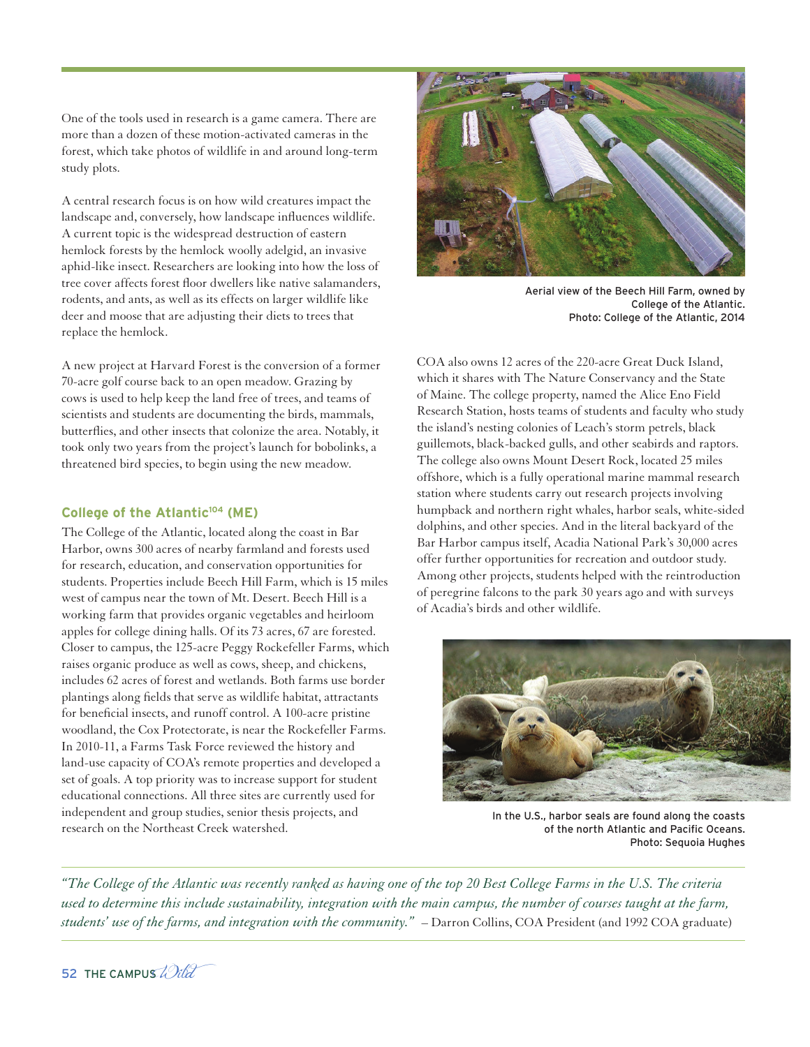One of the tools used in research is a game camera. There are more than a dozen of these motion-activated cameras in the forest, which take photos of wildlife in and around long-term study plots.

A central research focus is on how wild creatures impact the landscape and, conversely, how landscape influences wildlife. A current topic is the widespread destruction of eastern hemlock forests by the hemlock woolly adelgid, an invasive aphid-like insect. Researchers are looking into how the loss of tree cover affects forest floor dwellers like native salamanders, rodents, and ants, as well as its effects on larger wildlife like deer and moose that are adjusting their diets to trees that replace the hemlock.

A new project at Harvard Forest is the conversion of a former 70-acre golf course back to an open meadow. Grazing by cows is used to help keep the land free of trees, and teams of scientists and students are documenting the birds, mammals, butterflies, and other insects that colonize the area. Notably, it took only two years from the project's launch for bobolinks, a threatened bird species, to begin using the new meadow.

### College of the Atlantic[104] (ME)

The College of the Atlantic, located along the coast in Bar Harbor, owns 300 acres of nearby farmland and forests used for research, education, and conservation opportunities for students. Properties include Beech Hill Farm, which is 15 miles west of campus near the town of Mt. Desert. Beech Hill is a working farm that provides organic vegetables and heirloom apples for college dining halls. Of its 73 acres, 67 are forested. Closer to campus, the 125-acre Peggy Rockefeller Farms, which raises organic produce as well as cows, sheep, and chickens, includes 62 acres of forest and wetlands. Both farms use border plantings along fields that serve as wildlife habitat, attractants for beneficial insects, and runoff control. A 100-acre pristine woodland, the Cox Protectorate, is near the Rockefeller Farms. In 2010-11, a Farms Task Force reviewed the history and land-use capacity of COA's remote properties and developed a set of goals. A top priority was to increase support for student educational connections. All three sites are currently used for independent and group studies, senior thesis projects, and research on the Northeast Creek watershed.

Aerial view of the Beech Hill Farm, owned by College of the Atlantic.
Photo: College of the Atlantic, 2014

COA also owns 12 acres of the 220-acre Great Duck Island, which it shares with The Nature Conservancy and the State of Maine. The college property, named the Alice Eno Field Research Station, hosts teams of students and faculty who study the island's nesting colonies of Leach's storm petrels, black guillemots, black-backed gulls, and other seabirds and raptors. The college also owns Mount Desert Rock, located 25 miles offshore, which is a fully operational marine mammal research station where students carry out research projects involving humpback and northern right whales, harbor seals, white-sided dolphins, and other species. And in the literal backyard of the Bar Harbor campus itself, Acadia National Park's 30,000 acres offer further opportunities for recreation and outdoor study. Among other projects, students helped with the reintroduction of peregrine falcons to the park 30 years ago and with surveys of Acadia's birds and other wildlife.

In the U.S., harbor seals are found along the coasts of the north Atlantic and Pacific Oceans.
Photo: Sequoia Hughes

*"The College of the Atlantic was recently ranked as having one of the top 20 Best College Farms in the U.S. The criteria used to determine this include sustainability, integration with the main campus, the number of courses taught at the farm, students' use of the farms, and integration with the community."* – Darron Collins, COA President (and 1992 COA graduate)